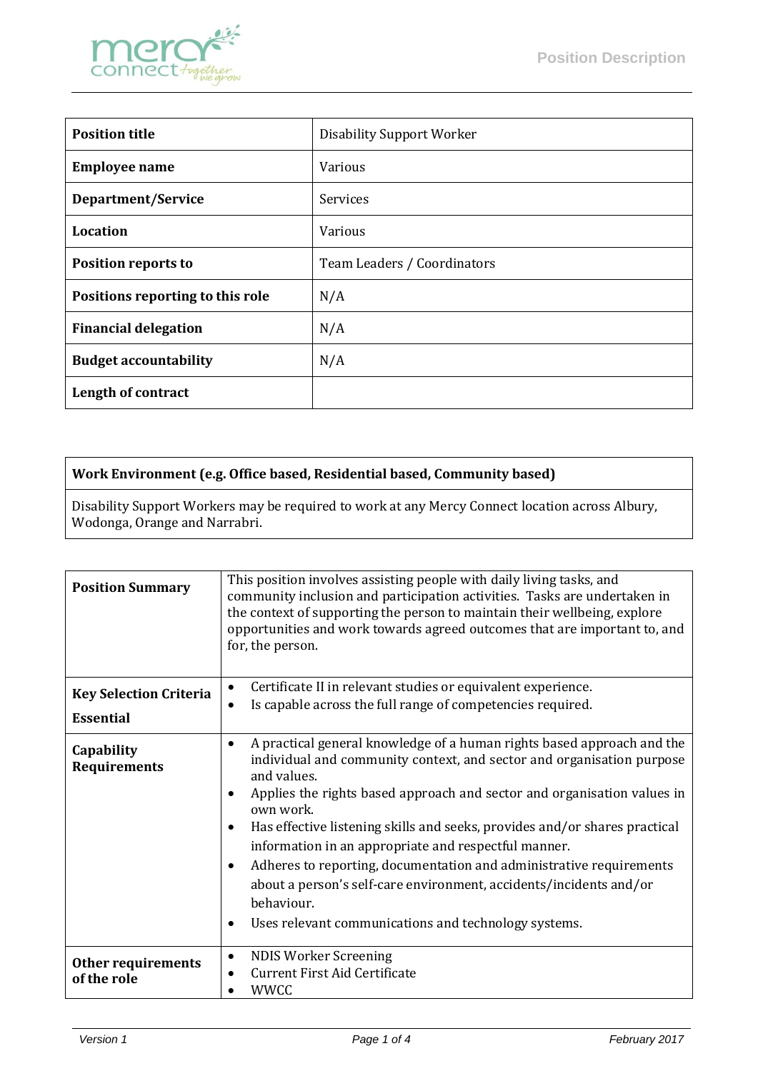# Position Description

| Position title | Disability Support Worker |
| --- | --- |
| Employee name | Various |
| Department/Service | Services |
| Location | Various |
| Position reports to | Team Leaders / Coordinators |
| Positions reporting to this role | N/A |
| Financial delegation | N/A |
| Budget accountability | N/A |
| Length of contract | |

| Work Environment (e.g. Office based, Residential based, Community based) |
| --- |
| Disability Support Workers may be required to work at any Mercy Connect location across Albury, Wodonga, Orange and Narrabri. |

| | |
| --- | --- |
| **Position Summary** | This position involves assisting people with daily living tasks, and community inclusion and participation activities. Tasks are undertaken in the context of supporting the person to maintain their wellbeing, explore opportunities and work towards agreed outcomes that are important to, and for, the person. |
| **Key Selection Criteria Essential** | • Certificate II in relevant studies or equivalent experience.<br>• Is capable across the full range of competencies required. |
| **Capability Requirements** | • A practical general knowledge of a human rights based approach and the individual and community context, and sector and organisation purpose and values.<br>• Applies the rights based approach and sector and organisation values in own work.<br>• Has effective listening skills and seeks, provides and/or shares practical information in an appropriate and respectful manner.<br>• Adheres to reporting, documentation and administrative requirements about a person's self-care environment, accidents/incidents and/or behaviour.<br>• Uses relevant communications and technology systems. |
| **Other requirements of the role** | • NDIS Worker Screening<br>• Current First Aid Certificate<br>• WWCC |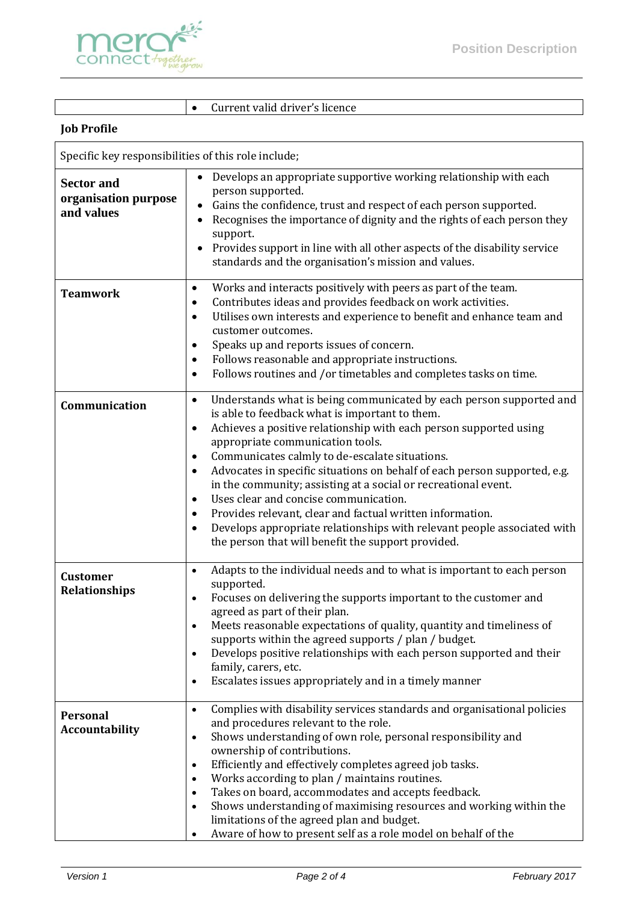| | |
|---|---|
| | • Current valid driver's licence |

**Job Profile**

| Specific key responsibilities of this role include; | |
|---|---|
| **Sector and organisation purpose and values** | • Develops an appropriate supportive working relationship with each person supported.<br>• Gains the confidence, trust and respect of each person supported.<br>• Recognises the importance of dignity and the rights of each person they support.<br>• Provides support in line with all other aspects of the disability service standards and the organisation's mission and values. |
| **Teamwork** | • Works and interacts positively with peers as part of the team.<br>• Contributes ideas and provides feedback on work activities.<br>• Utilises own interests and experience to benefit and enhance team and customer outcomes.<br>• Speaks up and reports issues of concern.<br>• Follows reasonable and appropriate instructions.<br>• Follows routines and /or timetables and completes tasks on time. |
| **Communication** | • Understands what is being communicated by each person supported and is able to feedback what is important to them.<br>• Achieves a positive relationship with each person supported using appropriate communication tools.<br>• Communicates calmly to de-escalate situations.<br>• Advocates in specific situations on behalf of each person supported, e.g. in the community; assisting at a social or recreational event.<br>• Uses clear and concise communication.<br>• Provides relevant, clear and factual written information.<br>• Develops appropriate relationships with relevant people associated with the person that will benefit the support provided. |
| **Customer Relationships** | • Adapts to the individual needs and to what is important to each person supported.<br>• Focuses on delivering the supports important to the customer and agreed as part of their plan.<br>• Meets reasonable expectations of quality, quantity and timeliness of supports within the agreed supports / plan / budget.<br>• Develops positive relationships with each person supported and their family, carers, etc.<br>• Escalates issues appropriately and in a timely manner |
| **Personal Accountability** | • Complies with disability services standards and organisational policies and procedures relevant to the role.<br>• Shows understanding of own role, personal responsibility and ownership of contributions.<br>• Efficiently and effectively completes agreed job tasks.<br>• Works according to plan / maintains routines.<br>• Takes on board, accommodates and accepts feedback.<br>• Shows understanding of maximising resources and working within the limitations of the agreed plan and budget.<br>• Aware of how to present self as a role model on behalf of the |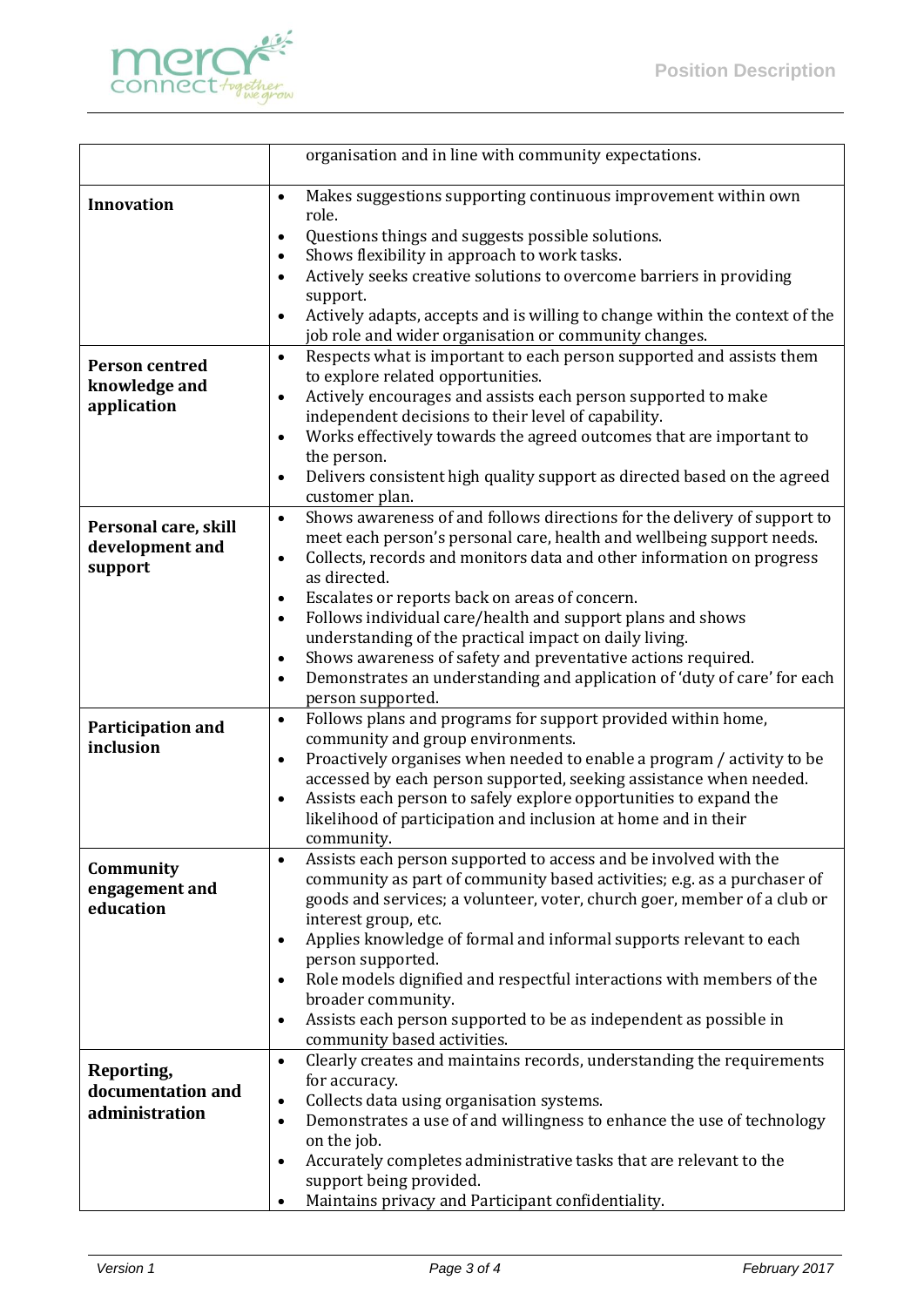| | |
|---|---|
| | organisation and in line with community expectations. |
| **Innovation** | • Makes suggestions supporting continuous improvement within own role.<br>• Questions things and suggests possible solutions.<br>• Shows flexibility in approach to work tasks.<br>• Actively seeks creative solutions to overcome barriers in providing support.<br>• Actively adapts, accepts and is willing to change within the context of the job role and wider organisation or community changes. |
| **Person centred knowledge and application** | • Respects what is important to each person supported and assists them to explore related opportunities.<br>• Actively encourages and assists each person supported to make independent decisions to their level of capability.<br>• Works effectively towards the agreed outcomes that are important to the person.<br>• Delivers consistent high quality support as directed based on the agreed customer plan. |
| **Personal care, skill development and support** | • Shows awareness of and follows directions for the delivery of support to meet each person's personal care, health and wellbeing support needs.<br>• Collects, records and monitors data and other information on progress as directed.<br>• Escalates or reports back on areas of concern.<br>• Follows individual care/health and support plans and shows understanding of the practical impact on daily living.<br>• Shows awareness of safety and preventative actions required.<br>• Demonstrates an understanding and application of 'duty of care' for each person supported. |
| **Participation and inclusion** | • Follows plans and programs for support provided within home, community and group environments.<br>• Proactively organises when needed to enable a program / activity to be accessed by each person supported, seeking assistance when needed.<br>• Assists each person to safely explore opportunities to expand the likelihood of participation and inclusion at home and in their community. |
| **Community engagement and education** | • Assists each person supported to access and be involved with the community as part of community based activities; e.g. as a purchaser of goods and services; a volunteer, voter, church goer, member of a club or interest group, etc.<br>• Applies knowledge of formal and informal supports relevant to each person supported.<br>• Role models dignified and respectful interactions with members of the broader community.<br>• Assists each person supported to be as independent as possible in community based activities. |
| **Reporting, documentation and administration** | • Clearly creates and maintains records, understanding the requirements for accuracy.<br>• Collects data using organisation systems.<br>• Demonstrates a use of and willingness to enhance the use of technology on the job.<br>• Accurately completes administrative tasks that are relevant to the support being provided.<br>• Maintains privacy and Participant confidentiality. |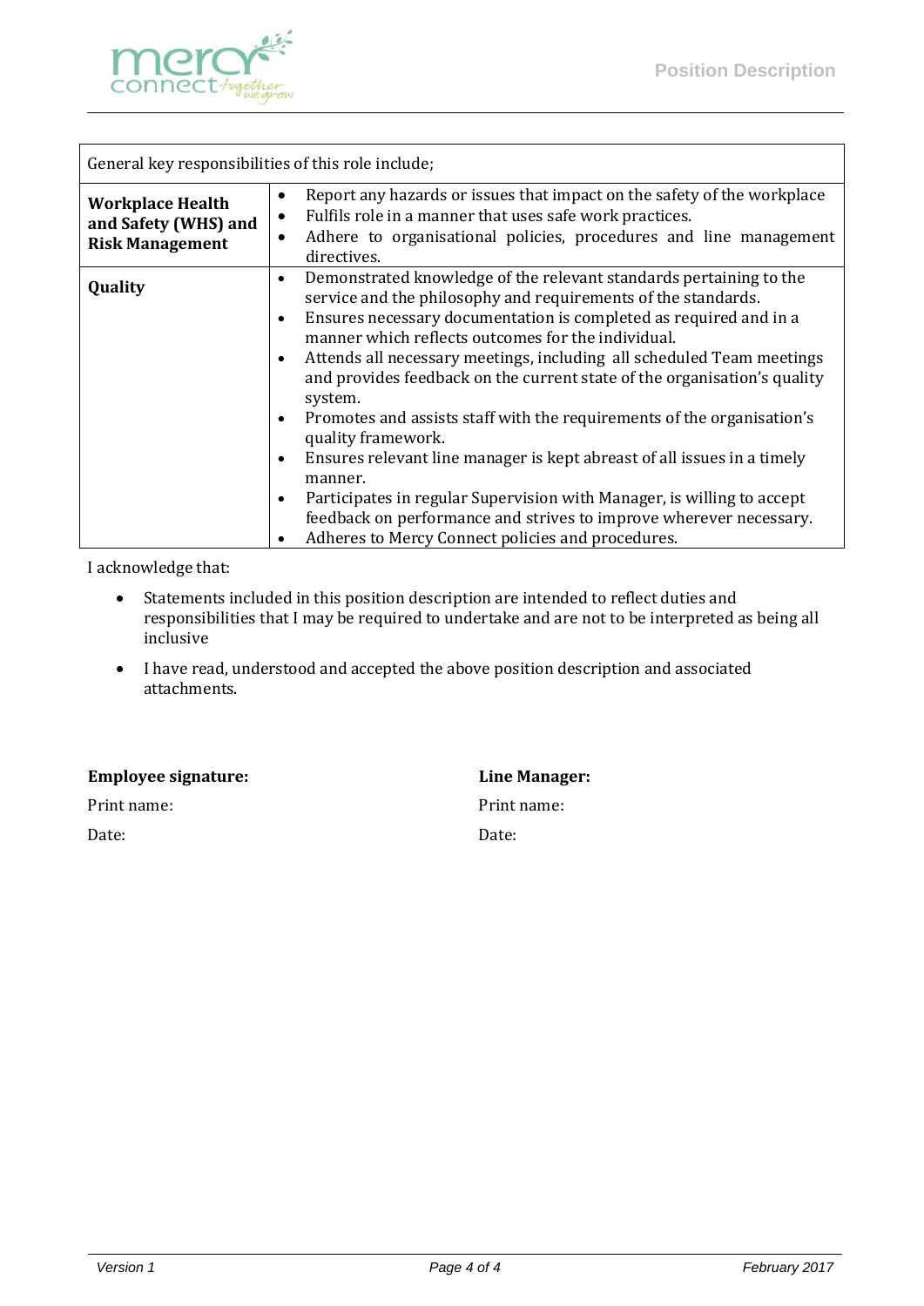| General key responsibilities of this role include; | |
|---|---|
| **Workplace Health and Safety (WHS) and Risk Management** | • Report any hazards or issues that impact on the safety of the workplace<br>• Fulfils role in a manner that uses safe work practices.<br>• Adhere to organisational policies, procedures and line management directives. |
| **Quality** | • Demonstrated knowledge of the relevant standards pertaining to the service and the philosophy and requirements of the standards.<br>• Ensures necessary documentation is completed as required and in a manner which reflects outcomes for the individual.<br>• Attends all necessary meetings, including all scheduled Team meetings and provides feedback on the current state of the organisation's quality system.<br>• Promotes and assists staff with the requirements of the organisation's quality framework.<br>• Ensures relevant line manager is kept abreast of all issues in a timely manner.<br>• Participates in regular Supervision with Manager, is willing to accept feedback on performance and strives to improve wherever necessary.<br>• Adheres to Mercy Connect policies and procedures. |

I acknowledge that:

- Statements included in this position description are intended to reflect duties and responsibilities that I may be required to undertake and are not to be interpreted as being all inclusive
- I have read, understood and accepted the above position description and associated attachments.

**Employee signature:**

Print name:

Date:

**Line Manager:**

Print name:

Date: